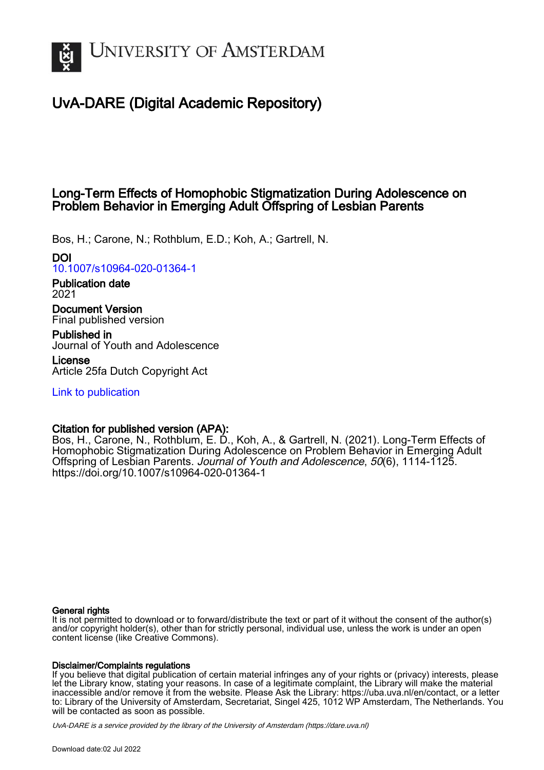# UNIVERSITY OF AMSTERDAM

# UvA-DARE (Digital Academic Repository)

## Long-Term Effects of Homophobic Stigmatization During Adolescence on Problem Behavior in Emerging Adult Offspring of Lesbian Parents

Bos, H.; Carone, N.; Rothblum, E.D.; Koh, A.; Gartrell, N.

**DOI**
10.1007/s10964-020-01364-1

**Publication date**
2021

**Document Version**
Final published version

**Published in**
Journal of Youth and Adolescence

**License**
Article 25fa Dutch Copyright Act

Link to publication

**Citation for published version (APA):**
Bos, H., Carone, N., Rothblum, E. D., Koh, A., & Gartrell, N. (2021). Long-Term Effects of Homophobic Stigmatization During Adolescence on Problem Behavior in Emerging Adult Offspring of Lesbian Parents. *Journal of Youth and Adolescence*, *50*(6), 1114-1125. https://doi.org/10.1007/s10964-020-01364-1

**General rights**
It is not permitted to download or to forward/distribute the text or part of it without the consent of the author(s) and/or copyright holder(s), other than for strictly personal, individual use, unless the work is under an open content license (like Creative Commons).

**Disclaimer/Complaints regulations**
If you believe that digital publication of certain material infringes any of your rights or (privacy) interests, please let the Library know, stating your reasons. In case of a legitimate complaint, the Library will make the material inaccessible and/or remove it from the website. Please Ask the Library: https://uba.uva.nl/en/contact, or a letter to: Library of the University of Amsterdam, Secretariat, Singel 425, 1012 WP Amsterdam, The Netherlands. You will be contacted as soon as possible.

UvA-DARE is a service provided by the library of the University of Amsterdam (https://dare.uva.nl)

Download date:02 Jul 2022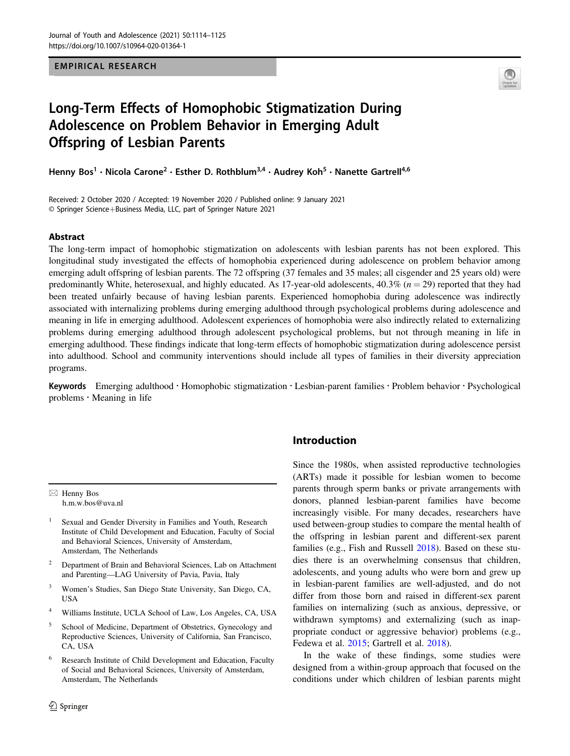EMPIRICAL RESEARCH

# Long-Term Effects of Homophobic Stigmatization During Adolescence on Problem Behavior in Emerging Adult Offspring of Lesbian Parents

Henny Bos[1] · Nicola Carone[2] · Esther D. Rothblum[3,4] · Audrey Koh[5] · Nanette Gartrell[4,6]

Received: 2 October 2020 / Accepted: 19 November 2020 / Published online: 9 January 2021
© Springer Science+Business Media, LLC, part of Springer Nature 2021

## Abstract

The long-term impact of homophobic stigmatization on adolescents with lesbian parents has not been explored. This longitudinal study investigated the effects of homophobia experienced during adolescence on problem behavior among emerging adult offspring of lesbian parents. The 72 offspring (37 females and 35 males; all cisgender and 25 years old) were predominantly White, heterosexual, and highly educated. As 17-year-old adolescents, 40.3% ($n = 29$) reported that they had been treated unfairly because of having lesbian parents. Experienced homophobia during adolescence was indirectly associated with internalizing problems during emerging adulthood through psychological problems during adolescence and meaning in life in emerging adulthood. Adolescent experiences of homophobia were also indirectly related to externalizing problems during emerging adulthood through adolescent psychological problems, but not through meaning in life in emerging adulthood. These findings indicate that long-term effects of homophobic stigmatization during adolescence persist into adulthood. School and community interventions should include all types of families in their diversity appreciation programs.

**Keywords** Emerging adulthood · Homophobic stigmatization · Lesbian-parent families · Problem behavior · Psychological problems · Meaning in life

## Introduction

Since the 1980s, when assisted reproductive technologies (ARTs) made it possible for lesbian women to become parents through sperm banks or private arrangements with donors, planned lesbian-parent families have become increasingly visible. For many decades, researchers have used between-group studies to compare the mental health of the offspring in lesbian parent and different-sex parent families (e.g., Fish and Russell 2018). Based on these studies there is an overwhelming consensus that children, adolescents, and young adults who were born and grew up in lesbian-parent families are well-adjusted, and do not differ from those born and raised in different-sex parent families on internalizing (such as anxious, depressive, or withdrawn symptoms) and externalizing (such as inappropriate conduct or aggressive behavior) problems (e.g., Fedewa et al. 2015; Gartrell et al. 2018).

In the wake of these findings, some studies were designed from a within-group approach that focused on the conditions under which children of lesbian parents might

---

✉ Henny Bos
h.m.w.bos@uva.nl

1 Sexual and Gender Diversity in Families and Youth, Research Institute of Child Development and Education, Faculty of Social and Behavioral Sciences, University of Amsterdam, Amsterdam, The Netherlands

2 Department of Brain and Behavioral Sciences, Lab on Attachment and Parenting—LAG University of Pavia, Pavia, Italy

3 Women's Studies, San Diego State University, San Diego, CA, USA

4 Williams Institute, UCLA School of Law, Los Angeles, CA, USA

5 School of Medicine, Department of Obstetrics, Gynecology and Reproductive Sciences, University of California, San Francisco, CA, USA

6 Research Institute of Child Development and Education, Faculty of Social and Behavioral Sciences, University of Amsterdam, Amsterdam, The Netherlands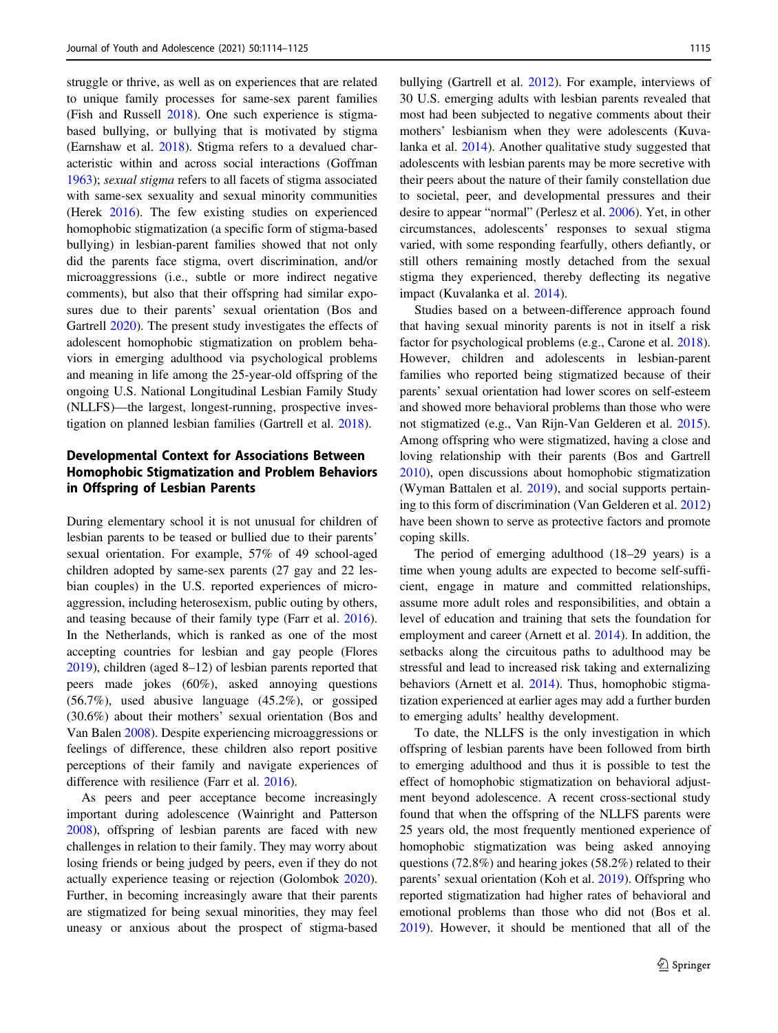struggle or thrive, as well as on experiences that are related to unique family processes for same-sex parent families (Fish and Russell 2018). One such experience is stigma-based bullying, or bullying that is motivated by stigma (Earnshaw et al. 2018). Stigma refers to a devalued characteristic within and across social interactions (Goffman 1963); *sexual stigma* refers to all facets of stigma associated with same-sex sexuality and sexual minority communities (Herek 2016). The few existing studies on experienced homophobic stigmatization (a specific form of stigma-based bullying) in lesbian-parent families showed that not only did the parents face stigma, overt discrimination, and/or microaggressions (i.e., subtle or more indirect negative comments), but also that their offspring had similar exposures due to their parents' sexual orientation (Bos and Gartrell 2020). The present study investigates the effects of adolescent homophobic stigmatization on problem behaviors in emerging adulthood via psychological problems and meaning in life among the 25-year-old offspring of the ongoing U.S. National Longitudinal Lesbian Family Study (NLLFS)—the largest, longest-running, prospective investigation on planned lesbian families (Gartrell et al. 2018).

## Developmental Context for Associations Between Homophobic Stigmatization and Problem Behaviors in Offspring of Lesbian Parents

During elementary school it is not unusual for children of lesbian parents to be teased or bullied due to their parents' sexual orientation. For example, 57% of 49 school-aged children adopted by same-sex parents (27 gay and 22 lesbian couples) in the U.S. reported experiences of microaggression, including heterosexism, public outing by others, and teasing because of their family type (Farr et al. 2016). In the Netherlands, which is ranked as one of the most accepting countries for lesbian and gay people (Flores 2019), children (aged 8–12) of lesbian parents reported that peers made jokes (60%), asked annoying questions (56.7%), used abusive language (45.2%), or gossiped (30.6%) about their mothers' sexual orientation (Bos and Van Balen 2008). Despite experiencing microaggressions or feelings of difference, these children also report positive perceptions of their family and navigate experiences of difference with resilience (Farr et al. 2016).

As peers and peer acceptance become increasingly important during adolescence (Wainright and Patterson 2008), offspring of lesbian parents are faced with new challenges in relation to their family. They may worry about losing friends or being judged by peers, even if they do not actually experience teasing or rejection (Golombok 2020). Further, in becoming increasingly aware that their parents are stigmatized for being sexual minorities, they may feel uneasy or anxious about the prospect of stigma-based bullying (Gartrell et al. 2012). For example, interviews of 30 U.S. emerging adults with lesbian parents revealed that most had been subjected to negative comments about their mothers' lesbianism when they were adolescents (Kuvalanka et al. 2014). Another qualitative study suggested that adolescents with lesbian parents may be more secretive with their peers about the nature of their family constellation due to societal, peer, and developmental pressures and their desire to appear "normal" (Perlesz et al. 2006). Yet, in other circumstances, adolescents' responses to sexual stigma varied, with some responding fearfully, others defiantly, or still others remaining mostly detached from the sexual stigma they experienced, thereby deflecting its negative impact (Kuvalanka et al. 2014).

Studies based on a between-difference approach found that having sexual minority parents is not in itself a risk factor for psychological problems (e.g., Carone et al. 2018). However, children and adolescents in lesbian-parent families who reported being stigmatized because of their parents' sexual orientation had lower scores on self-esteem and showed more behavioral problems than those who were not stigmatized (e.g., Van Rijn-Van Gelderen et al. 2015). Among offspring who were stigmatized, having a close and loving relationship with their parents (Bos and Gartrell 2010), open discussions about homophobic stigmatization (Wyman Battalen et al. 2019), and social supports pertaining to this form of discrimination (Van Gelderen et al. 2012) have been shown to serve as protective factors and promote coping skills.

The period of emerging adulthood (18–29 years) is a time when young adults are expected to become self-sufficient, engage in mature and committed relationships, assume more adult roles and responsibilities, and obtain a level of education and training that sets the foundation for employment and career (Arnett et al. 2014). In addition, the setbacks along the circuitous paths to adulthood may be stressful and lead to increased risk taking and externalizing behaviors (Arnett et al. 2014). Thus, homophobic stigmatization experienced at earlier ages may add a further burden to emerging adults' healthy development.

To date, the NLLFS is the only investigation in which offspring of lesbian parents have been followed from birth to emerging adulthood and thus it is possible to test the effect of homophobic stigmatization on behavioral adjustment beyond adolescence. A recent cross-sectional study found that when the offspring of the NLLFS parents were 25 years old, the most frequently mentioned experience of homophobic stigmatization was being asked annoying questions (72.8%) and hearing jokes (58.2%) related to their parents' sexual orientation (Koh et al. 2019). Offspring who reported stigmatization had higher rates of behavioral and emotional problems than those who did not (Bos et al. 2019). However, it should be mentioned that all of the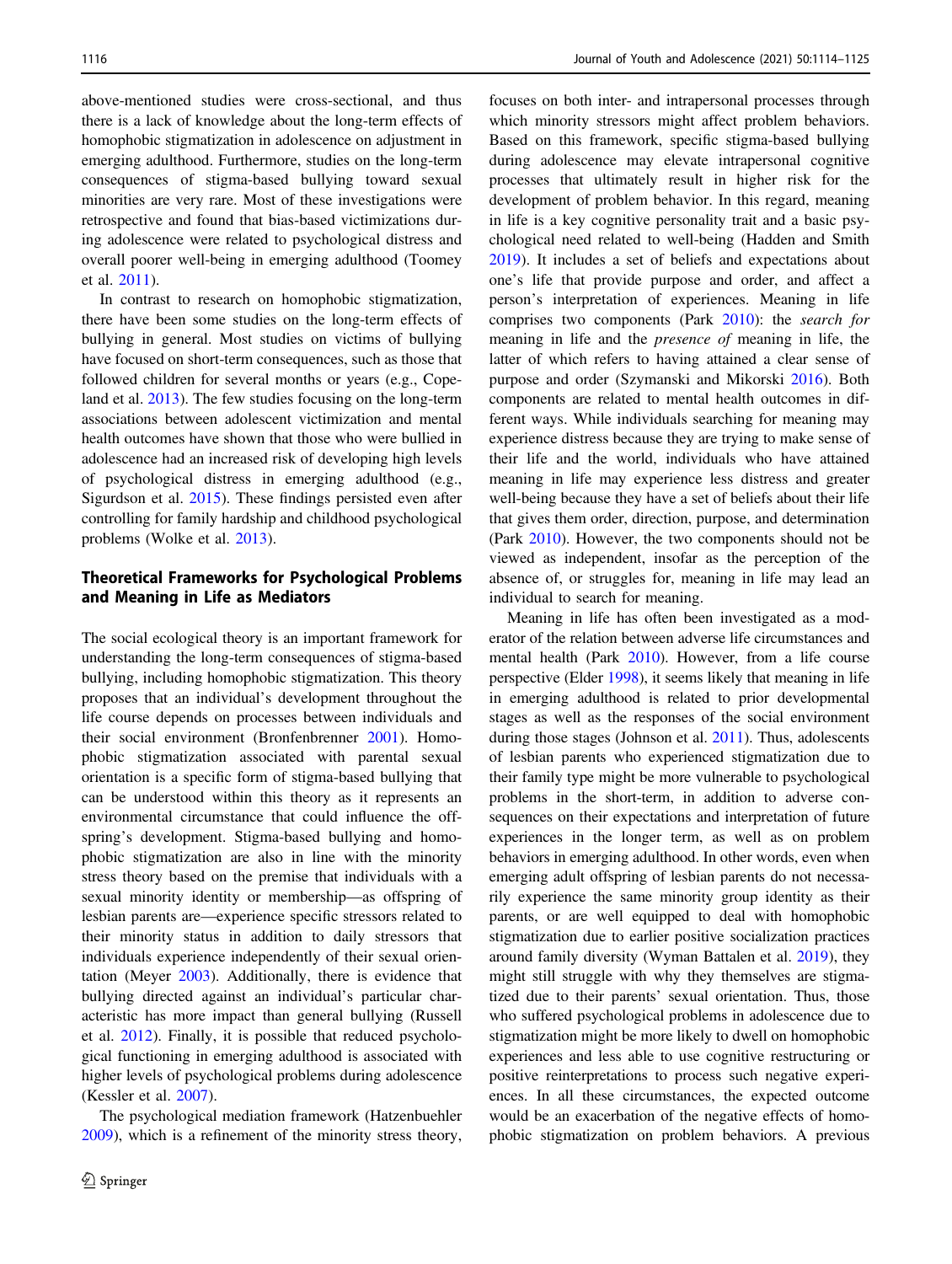above-mentioned studies were cross-sectional, and thus there is a lack of knowledge about the long-term effects of homophobic stigmatization in adolescence on adjustment in emerging adulthood. Furthermore, studies on the long-term consequences of stigma-based bullying toward sexual minorities are very rare. Most of these investigations were retrospective and found that bias-based victimizations during adolescence were related to psychological distress and overall poorer well-being in emerging adulthood (Toomey et al. 2011).

In contrast to research on homophobic stigmatization, there have been some studies on the long-term effects of bullying in general. Most studies on victims of bullying have focused on short-term consequences, such as those that followed children for several months or years (e.g., Copeland et al. 2013). The few studies focusing on the long-term associations between adolescent victimization and mental health outcomes have shown that those who were bullied in adolescence had an increased risk of developing high levels of psychological distress in emerging adulthood (e.g., Sigurdson et al. 2015). These findings persisted even after controlling for family hardship and childhood psychological problems (Wolke et al. 2013).

## Theoretical Frameworks for Psychological Problems and Meaning in Life as Mediators

The social ecological theory is an important framework for understanding the long-term consequences of stigma-based bullying, including homophobic stigmatization. This theory proposes that an individual's development throughout the life course depends on processes between individuals and their social environment (Bronfenbrenner 2001). Homophobic stigmatization associated with parental sexual orientation is a specific form of stigma-based bullying that can be understood within this theory as it represents an environmental circumstance that could influence the offspring's development. Stigma-based bullying and homophobic stigmatization are also in line with the minority stress theory based on the premise that individuals with a sexual minority identity or membership—as offspring of lesbian parents are—experience specific stressors related to their minority status in addition to daily stressors that individuals experience independently of their sexual orientation (Meyer 2003). Additionally, there is evidence that bullying directed against an individual's particular characteristic has more impact than general bullying (Russell et al. 2012). Finally, it is possible that reduced psychological functioning in emerging adulthood is associated with higher levels of psychological problems during adolescence (Kessler et al. 2007).

The psychological mediation framework (Hatzenbuehler 2009), which is a refinement of the minority stress theory, focuses on both inter- and intrapersonal processes through which minority stressors might affect problem behaviors. Based on this framework, specific stigma-based bullying during adolescence may elevate intrapersonal cognitive processes that ultimately result in higher risk for the development of problem behavior. In this regard, meaning in life is a key cognitive personality trait and a basic psychological need related to well-being (Hadden and Smith 2019). It includes a set of beliefs and expectations about one's life that provide purpose and order, and affect a person's interpretation of experiences. Meaning in life comprises two components (Park 2010): the *search for* meaning in life and the *presence of* meaning in life, the latter of which refers to having attained a clear sense of purpose and order (Szymanski and Mikorski 2016). Both components are related to mental health outcomes in different ways. While individuals searching for meaning may experience distress because they are trying to make sense of their life and the world, individuals who have attained meaning in life may experience less distress and greater well-being because they have a set of beliefs about their life that gives them order, direction, purpose, and determination (Park 2010). However, the two components should not be viewed as independent, insofar as the perception of the absence of, or struggles for, meaning in life may lead an individual to search for meaning.

Meaning in life has often been investigated as a moderator of the relation between adverse life circumstances and mental health (Park 2010). However, from a life course perspective (Elder 1998), it seems likely that meaning in life in emerging adulthood is related to prior developmental stages as well as the responses of the social environment during those stages (Johnson et al. 2011). Thus, adolescents of lesbian parents who experienced stigmatization due to their family type might be more vulnerable to psychological problems in the short-term, in addition to adverse consequences on their expectations and interpretation of future experiences in the longer term, as well as on problem behaviors in emerging adulthood. In other words, even when emerging adult offspring of lesbian parents do not necessarily experience the same minority group identity as their parents, or are well equipped to deal with homophobic stigmatization due to earlier positive socialization practices around family diversity (Wyman Battalen et al. 2019), they might still struggle with why they themselves are stigmatized due to their parents' sexual orientation. Thus, those who suffered psychological problems in adolescence due to stigmatization might be more likely to dwell on homophobic experiences and less able to use cognitive restructuring or positive reinterpretations to process such negative experiences. In all these circumstances, the expected outcome would be an exacerbation of the negative effects of homophobic stigmatization on problem behaviors. A previous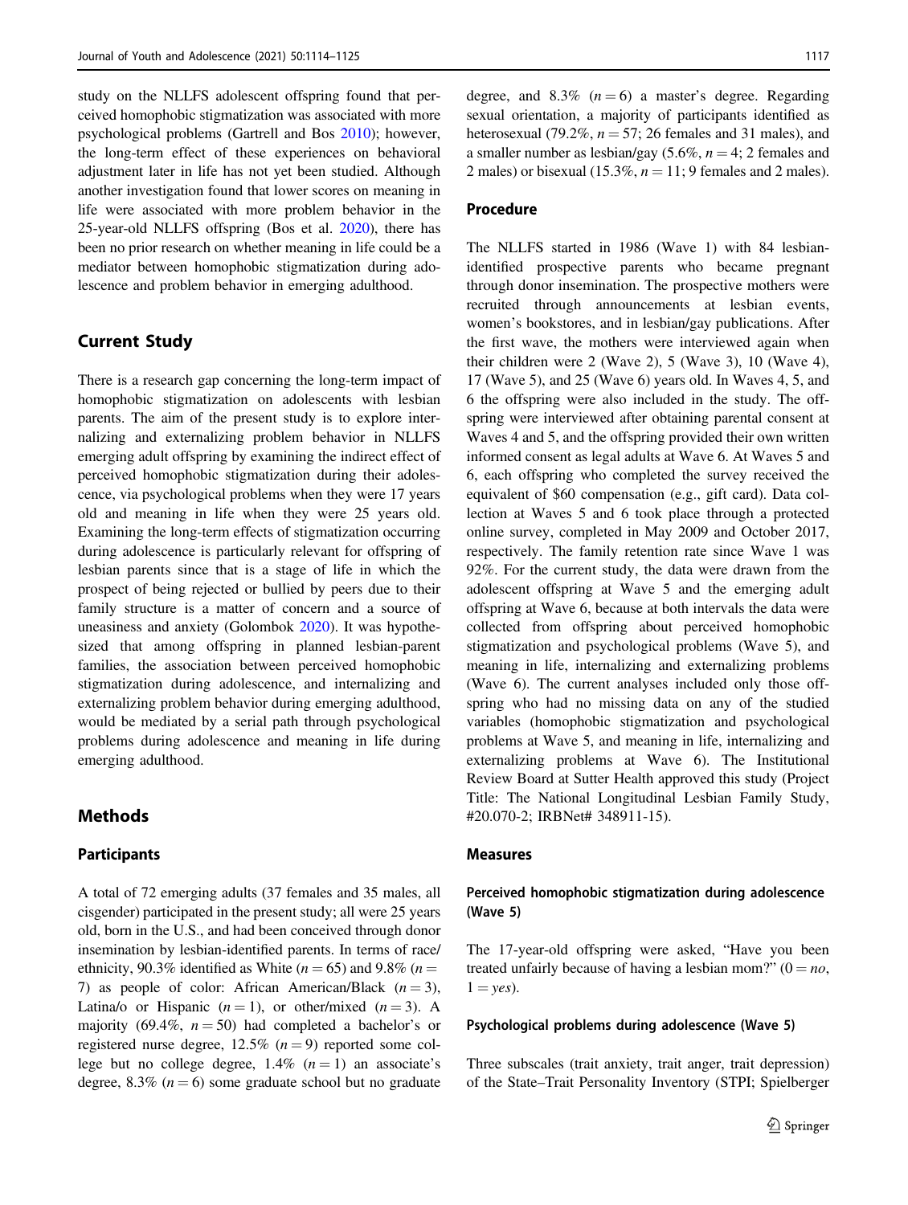study on the NLLFS adolescent offspring found that perceived homophobic stigmatization was associated with more psychological problems (Gartrell and Bos 2010); however, the long-term effect of these experiences on behavioral adjustment later in life has not yet been studied. Although another investigation found that lower scores on meaning in life were associated with more problem behavior in the 25-year-old NLLFS offspring (Bos et al. 2020), there has been no prior research on whether meaning in life could be a mediator between homophobic stigmatization during adolescence and problem behavior in emerging adulthood.

## Current Study

There is a research gap concerning the long-term impact of homophobic stigmatization on adolescents with lesbian parents. The aim of the present study is to explore internalizing and externalizing problem behavior in NLLFS emerging adult offspring by examining the indirect effect of perceived homophobic stigmatization during their adolescence, via psychological problems when they were 17 years old and meaning in life when they were 25 years old. Examining the long-term effects of stigmatization occurring during adolescence is particularly relevant for offspring of lesbian parents since that is a stage of life in which the prospect of being rejected or bullied by peers due to their family structure is a matter of concern and a source of uneasiness and anxiety (Golombok 2020). It was hypothesized that among offspring in planned lesbian-parent families, the association between perceived homophobic stigmatization during adolescence, and internalizing and externalizing problem behavior during emerging adulthood, would be mediated by a serial path through psychological problems during adolescence and meaning in life during emerging adulthood.

## Methods

### Participants

A total of 72 emerging adults (37 females and 35 males, all cisgender) participated in the present study; all were 25 years old, born in the U.S., and had been conceived through donor insemination by lesbian-identified parents. In terms of race/ethnicity, 90.3% identified as White ($n = 65$) and 9.8% ($n = 7$) as people of color: African American/Black ($n = 3$), Latina/o or Hispanic ($n = 1$), or other/mixed ($n = 3$). A majority (69.4%, $n = 50$) had completed a bachelor's or registered nurse degree, 12.5% ($n = 9$) reported some college but no college degree, 1.4% ($n = 1$) an associate's degree, 8.3% ($n = 6$) some graduate school but no graduate degree, and 8.3% ($n = 6$) a master's degree. Regarding sexual orientation, a majority of participants identified as heterosexual (79.2%, $n = 57$; 26 females and 31 males), and a smaller number as lesbian/gay (5.6%, $n = 4$; 2 females and 2 males) or bisexual (15.3%, $n = 11$; 9 females and 2 males).

### Procedure

The NLLFS started in 1986 (Wave 1) with 84 lesbian-identified prospective parents who became pregnant through donor insemination. The prospective mothers were recruited through announcements at lesbian events, women's bookstores, and in lesbian/gay publications. After the first wave, the mothers were interviewed again when their children were 2 (Wave 2), 5 (Wave 3), 10 (Wave 4), 17 (Wave 5), and 25 (Wave 6) years old. In Waves 4, 5, and 6 the offspring were also included in the study. The offspring were interviewed after obtaining parental consent at Waves 4 and 5, and the offspring provided their own written informed consent as legal adults at Wave 6. At Waves 5 and 6, each offspring who completed the survey received the equivalent of \$60 compensation (e.g., gift card). Data collection at Waves 5 and 6 took place through a protected online survey, completed in May 2009 and October 2017, respectively. The family retention rate since Wave 1 was 92%. For the current study, the data were drawn from the adolescent offspring at Wave 5 and the emerging adult offspring at Wave 6, because at both intervals the data were collected from offspring about perceived homophobic stigmatization and psychological problems (Wave 5), and meaning in life, internalizing and externalizing problems (Wave 6). The current analyses included only those offspring who had no missing data on any of the studied variables (homophobic stigmatization and psychological problems at Wave 5, and meaning in life, internalizing and externalizing problems at Wave 6). The Institutional Review Board at Sutter Health approved this study (Project Title: The National Longitudinal Lesbian Family Study, #20.070-2; IRBNet# 348911-15).

### Measures

#### Perceived homophobic stigmatization during adolescence (Wave 5)

The 17-year-old offspring were asked, "Have you been treated unfairly because of having a lesbian mom?" (0 = *no*, 1 = *yes*).

#### Psychological problems during adolescence (Wave 5)

Three subscales (trait anxiety, trait anger, trait depression) of the State–Trait Personality Inventory (STPI; Spielberger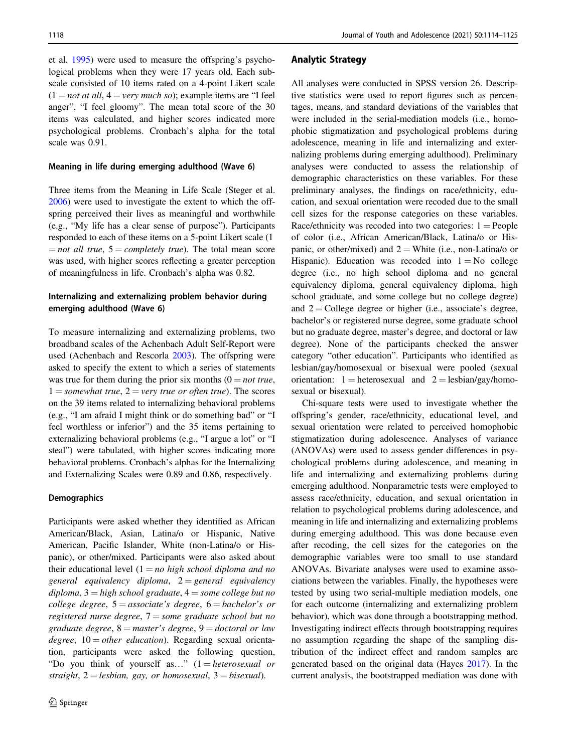et al. 1995) were used to measure the offspring's psychological problems when they were 17 years old. Each subscale consisted of 10 items rated on a 4-point Likert scale (1 = *not at all*, 4 = *very much so*); example items are "I feel anger", "I feel gloomy". The mean total score of the 30 items was calculated, and higher scores indicated more psychological problems. Cronbach's alpha for the total scale was 0.91.

#### Meaning in life during emerging adulthood (Wave 6)

Three items from the Meaning in Life Scale (Steger et al. 2006) were used to investigate the extent to which the offspring perceived their lives as meaningful and worthwhile (e.g., "My life has a clear sense of purpose"). Participants responded to each of these items on a 5-point Likert scale (1 = *not all true*, 5 = *completely true*). The total mean score was used, with higher scores reflecting a greater perception of meaningfulness in life. Cronbach's alpha was 0.82.

#### Internalizing and externalizing problem behavior during emerging adulthood (Wave 6)

To measure internalizing and externalizing problems, two broadband scales of the Achenbach Adult Self-Report were used (Achenbach and Rescorla 2003). The offspring were asked to specify the extent to which a series of statements was true for them during the prior six months (0 = *not true*, 1 = *somewhat true*, 2 = *very true or often true*). The scores on the 39 items related to internalizing behavioral problems (e.g., "I am afraid I might think or do something bad" or "I feel worthless or inferior") and the 35 items pertaining to externalizing behavioral problems (e.g., "I argue a lot" or "I steal") were tabulated, with higher scores indicating more behavioral problems. Cronbach's alphas for the Internalizing and Externalizing Scales were 0.89 and 0.86, respectively.

#### Demographics

Participants were asked whether they identified as African American/Black, Asian, Latina/o or Hispanic, Native American, Pacific Islander, White (non-Latina/o or Hispanic), or other/mixed. Participants were also asked about their educational level (1 = *no high school diploma and no general equivalency diploma*, 2 = *general equivalency diploma*, 3 = *high school graduate*, 4 = *some college but no college degree*, 5 = *associate's degree*, 6 = *bachelor's or registered nurse degree*, 7 = *some graduate school but no graduate degree*, 8 = *master's degree*, 9 = *doctoral or law degree*, 10 = *other education*). Regarding sexual orientation, participants were asked the following question, "Do you think of yourself as…" (1 = *heterosexual or straight*, 2 = *lesbian, gay, or homosexual*, 3 = *bisexual*).

### Analytic Strategy

All analyses were conducted in SPSS version 26. Descriptive statistics were used to report figures such as percentages, means, and standard deviations of the variables that were included in the serial-mediation models (i.e., homophobic stigmatization and psychological problems during adolescence, meaning in life and internalizing and externalizing problems during emerging adulthood). Preliminary analyses were conducted to assess the relationship of demographic characteristics on these variables. For these preliminary analyses, the findings on race/ethnicity, education, and sexual orientation were recoded due to the small cell sizes for the response categories on these variables. Race/ethnicity was recoded into two categories: 1 = People of color (i.e., African American/Black, Latina/o or Hispanic, or other/mixed) and 2 = White (i.e., non-Latina/o or Hispanic). Education was recoded into 1 = No college degree (i.e., no high school diploma and no general equivalency diploma, general equivalency diploma, high school graduate, and some college but no college degree) and 2 = College degree or higher (i.e., associate's degree, bachelor's or registered nurse degree, some graduate school but no graduate degree, master's degree, and doctoral or law degree). None of the participants checked the answer category "other education". Participants who identified as lesbian/gay/homosexual or bisexual were pooled (sexual orientation: 1 = heterosexual and 2 = lesbian/gay/homosexual or bisexual).

Chi-square tests were used to investigate whether the offspring's gender, race/ethnicity, educational level, and sexual orientation were related to perceived homophobic stigmatization during adolescence. Analyses of variance (ANOVAs) were used to assess gender differences in psychological problems during adolescence, and meaning in life and internalizing and externalizing problems during emerging adulthood. Nonparametric tests were employed to assess race/ethnicity, education, and sexual orientation in relation to psychological problems during adolescence, and meaning in life and internalizing and externalizing problems during emerging adulthood. This was done because even after recoding, the cell sizes for the categories on the demographic variables were too small to use standard ANOVAs. Bivariate analyses were used to examine associations between the variables. Finally, the hypotheses were tested by using two serial-multiple mediation models, one for each outcome (internalizing and externalizing problem behavior), which was done through a bootstrapping method. Investigating indirect effects through bootstrapping requires no assumption regarding the shape of the sampling distribution of the indirect effect and random samples are generated based on the original data (Hayes 2017). In the current analysis, the bootstrapped mediation was done with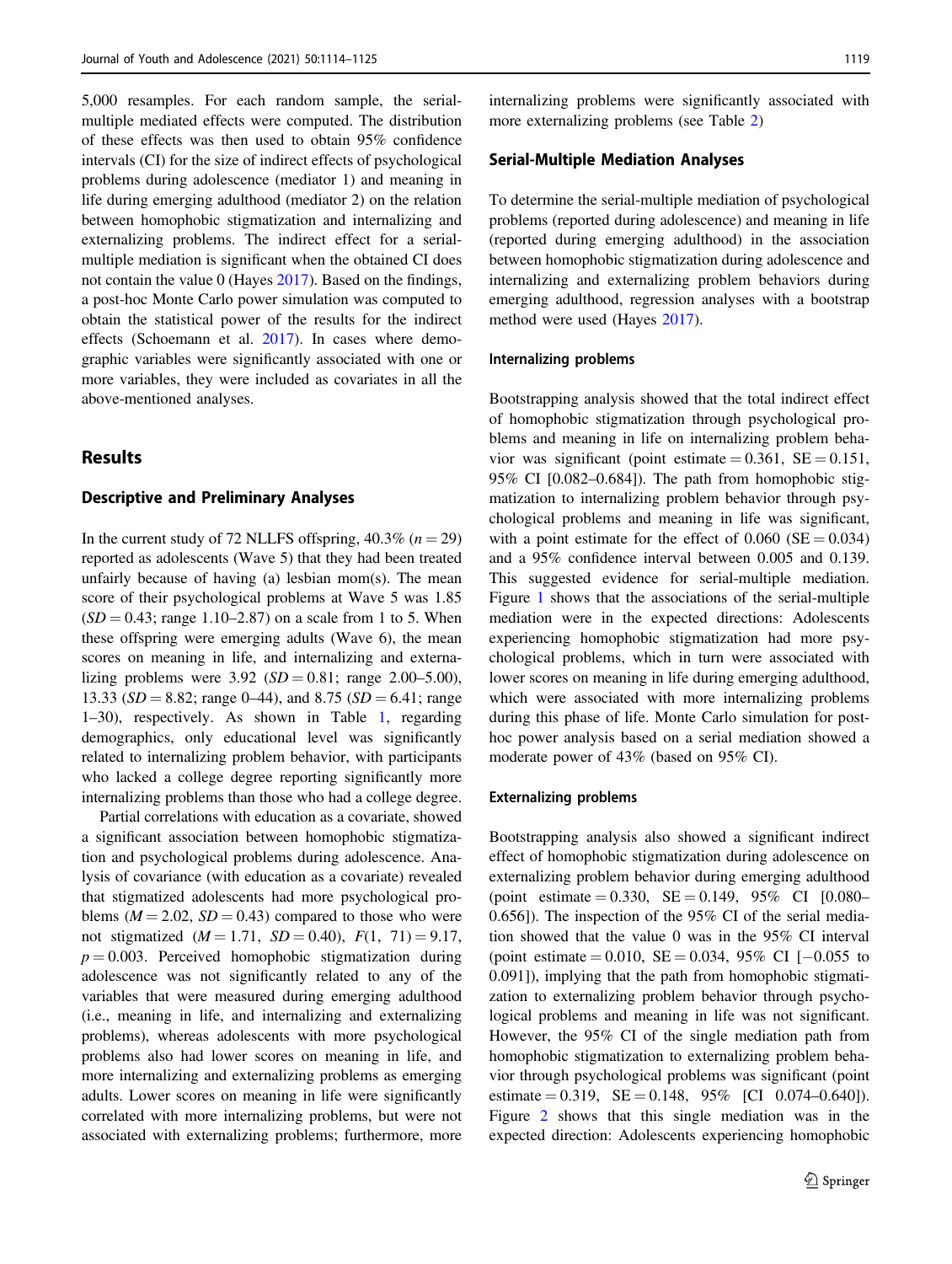5,000 resamples. For each random sample, the serial-multiple mediated effects were computed. The distribution of these effects was then used to obtain 95% confidence intervals (CI) for the size of indirect effects of psychological problems during adolescence (mediator 1) and meaning in life during emerging adulthood (mediator 2) on the relation between homophobic stigmatization and internalizing and externalizing problems. The indirect effect for a serial-multiple mediation is significant when the obtained CI does not contain the value 0 (Hayes 2017). Based on the findings, a post-hoc Monte Carlo power simulation was computed to obtain the statistical power of the results for the indirect effects (Schoemann et al. 2017). In cases where demographic variables were significantly associated with one or more variables, they were included as covariates in all the above-mentioned analyses.

## Results

### Descriptive and Preliminary Analyses

In the current study of 72 NLLFS offspring, 40.3% ($n = 29$) reported as adolescents (Wave 5) that they had been treated unfairly because of having (a) lesbian mom(s). The mean score of their psychological problems at Wave 5 was 1.85 ($SD = 0.43$; range 1.10–2.87) on a scale from 1 to 5. When these offspring were emerging adults (Wave 6), the mean scores on meaning in life, and internalizing and externalizing problems were 3.92 ($SD = 0.81$; range 2.00–5.00), 13.33 ($SD = 8.82$; range 0–44), and 8.75 ($SD = 6.41$; range 1–30), respectively. As shown in Table 1, regarding demographics, only educational level was significantly related to internalizing problem behavior, with participants who lacked a college degree reporting significantly more internalizing problems than those who had a college degree.

Partial correlations with education as a covariate, showed a significant association between homophobic stigmatization and psychological problems during adolescence. Analysis of covariance (with education as a covariate) revealed that stigmatized adolescents had more psychological problems ($M = 2.02$, $SD = 0.43$) compared to those who were not stigmatized ($M = 1.71$, $SD = 0.40$), $F(1, 71) = 9.17$, $p = 0.003$. Perceived homophobic stigmatization during adolescence was not significantly related to any of the variables that were measured during emerging adulthood (i.e., meaning in life, and internalizing and externalizing problems), whereas adolescents with more psychological problems also had lower scores on meaning in life, and more internalizing and externalizing problems as emerging adults. Lower scores on meaning in life were significantly correlated with more internalizing problems, but were not associated with externalizing problems; furthermore, more internalizing problems were significantly associated with more externalizing problems (see Table 2)

### Serial-Multiple Mediation Analyses

To determine the serial-multiple mediation of psychological problems (reported during adolescence) and meaning in life (reported during emerging adulthood) in the association between homophobic stigmatization during adolescence and internalizing and externalizing problem behaviors during emerging adulthood, regression analyses with a bootstrap method were used (Hayes 2017).

#### Internalizing problems

Bootstrapping analysis showed that the total indirect effect of homophobic stigmatization through psychological problems and meaning in life on internalizing problem behavior was significant (point estimate = 0.361, SE = 0.151, 95% CI [0.082–0.684]). The path from homophobic stigmatization to internalizing problem behavior through psychological problems and meaning in life was significant, with a point estimate for the effect of 0.060 (SE = 0.034) and a 95% confidence interval between 0.005 and 0.139. This suggested evidence for serial-multiple mediation. Figure 1 shows that the associations of the serial-multiple mediation were in the expected directions: Adolescents experiencing homophobic stigmatization had more psychological problems, which in turn were associated with lower scores on meaning in life during emerging adulthood, which were associated with more internalizing problems during this phase of life. Monte Carlo simulation for post-hoc power analysis based on a serial mediation showed a moderate power of 43% (based on 95% CI).

#### Externalizing problems

Bootstrapping analysis also showed a significant indirect effect of homophobic stigmatization during adolescence on externalizing problem behavior during emerging adulthood (point estimate = 0.330, SE = 0.149, 95% CI [0.080–0.656]). The inspection of the 95% CI of the serial mediation showed that the value 0 was in the 95% CI interval (point estimate = 0.010, SE = 0.034, 95% CI [−0.055 to 0.091]), implying that the path from homophobic stigmatization to externalizing problem behavior through psychological problems and meaning in life was not significant. However, the 95% CI of the single mediation path from homophobic stigmatization to externalizing problem behavior through psychological problems was significant (point estimate = 0.319, SE = 0.148, 95% [CI 0.074–0.640]). Figure 2 shows that this single mediation was in the expected direction: Adolescents experiencing homophobic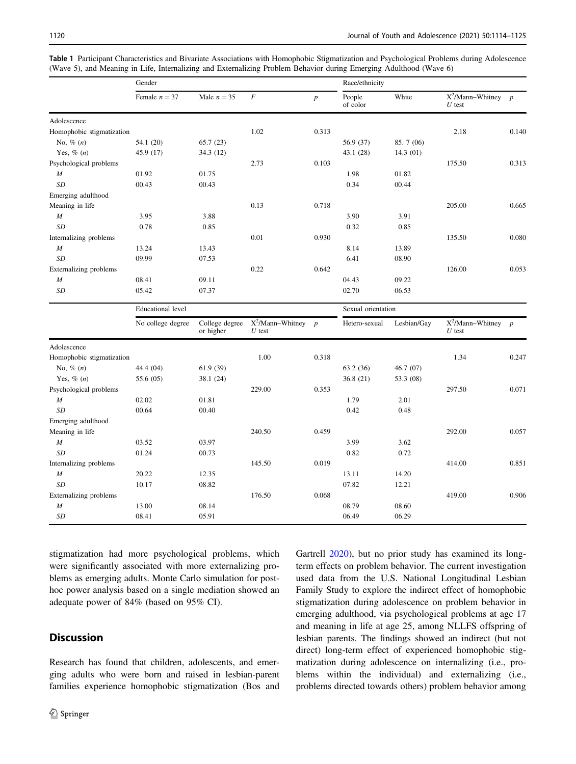Table 1 Participant Characteristics and Bivariate Associations with Homophobic Stigmatization and Psychological Problems during Adolescence (Wave 5), and Meaning in Life, Internalizing and Externalizing Problem Behavior during Emerging Adulthood (Wave 6)

| | Gender | | | | Race/ethnicity | | | |
|---|---|---|---|---|---|---|---|---|
| | Female $n = 37$ | Male $n = 35$ | $F$ | $p$ | People of color | White | $X^2$/Mann–Whitney $U$ test | $p$ |
| Adolescence | | | | | | | | |
| Homophobic stigmatization | | | 1.02 | 0.313 | | | 2.18 | 0.140 |
| No, % ($n$) | 54.1 (20) | 65.7 (23) | | | 56.9 (37) | 85. 7 (06) | | |
| Yes, % ($n$) | 45.9 (17) | 34.3 (12) | | | 43.1 (28) | 14.3 (01) | | |
| Psychological problems | | | 2.73 | 0.103 | | | 175.50 | 0.313 |
| $M$ | 01.92 | 01.75 | | | 1.98 | 01.82 | | |
| $SD$ | 00.43 | 00.43 | | | 0.34 | 00.44 | | |
| Emerging adulthood | | | | | | | | |
| Meaning in life | | | 0.13 | 0.718 | | | 205.00 | 0.665 |
| $M$ | 3.95 | 3.88 | | | 3.90 | 3.91 | | |
| $SD$ | 0.78 | 0.85 | | | 0.32 | 0.85 | | |
| Internalizing problems | | | 0.01 | 0.930 | | | 135.50 | 0.080 |
| $M$ | 13.24 | 13.43 | | | 8.14 | 13.89 | | |
| $SD$ | 09.99 | 07.53 | | | 6.41 | 08.90 | | |
| Externalizing problems | | | 0.22 | 0.642 | | | 126.00 | 0.053 |
| $M$ | 08.41 | 09.11 | | | 04.43 | 09.22 | | |
| $SD$ | 05.42 | 07.37 | | | 02.70 | 06.53 | | |
| | **Educational level** | | | | **Sexual orientation** | | | |
| | No college degree | College degree or higher | $X^2$/Mann–Whitney $U$ test | $p$ | Hetero-sexual | Lesbian/Gay | $X^2$/Mann–Whitney $U$ test | $p$ |
| Adolescence | | | | | | | | |
| Homophobic stigmatization | | | 1.00 | 0.318 | | | 1.34 | 0.247 |
| No, % ($n$) | 44.4 (04) | 61.9 (39) | | | 63.2 (36) | 46.7 (07) | | |
| Yes, % ($n$) | 55.6 (05) | 38.1 (24) | | | 36.8 (21) | 53.3 (08) | | |
| Psychological problems | | | 229.00 | 0.353 | | | 297.50 | 0.071 |
| $M$ | 02.02 | 01.81 | | | 1.79 | 2.01 | | |
| $SD$ | 00.64 | 00.40 | | | 0.42 | 0.48 | | |
| Emerging adulthood | | | | | | | | |
| Meaning in life | | | 240.50 | 0.459 | | | 292.00 | 0.057 |
| $M$ | 03.52 | 03.97 | | | 3.99 | 3.62 | | |
| $SD$ | 01.24 | 00.73 | | | 0.82 | 0.72 | | |
| Internalizing problems | | | 145.50 | 0.019 | | | 414.00 | 0.851 |
| $M$ | 20.22 | 12.35 | | | 13.11 | 14.20 | | |
| $SD$ | 10.17 | 08.82 | | | 07.82 | 12.21 | | |
| Externalizing problems | | | 176.50 | 0.068 | | | 419.00 | 0.906 |
| $M$ | 13.00 | 08.14 | | | 08.79 | 08.60 | | |
| $SD$ | 08.41 | 05.91 | | | 06.49 | 06.29 | | |

stigmatization had more psychological problems, which were significantly associated with more externalizing problems as emerging adults. Monte Carlo simulation for post-hoc power analysis based on a single mediation showed an adequate power of 84% (based on 95% CI).

## Discussion

Research has found that children, adolescents, and emerging adults who were born and raised in lesbian-parent families experience homophobic stigmatization (Bos and Gartrell 2020), but no prior study has examined its long-term effects on problem behavior. The current investigation used data from the U.S. National Longitudinal Lesbian Family Study to explore the indirect effect of homophobic stigmatization during adolescence on problem behavior in emerging adulthood, via psychological problems at age 17 and meaning in life at age 25, among NLLFS offspring of lesbian parents. The findings showed an indirect (but not direct) long-term effect of experienced homophobic stigmatization during adolescence on internalizing (i.e., problems within the individual) and externalizing (i.e., problems directed towards others) problem behavior among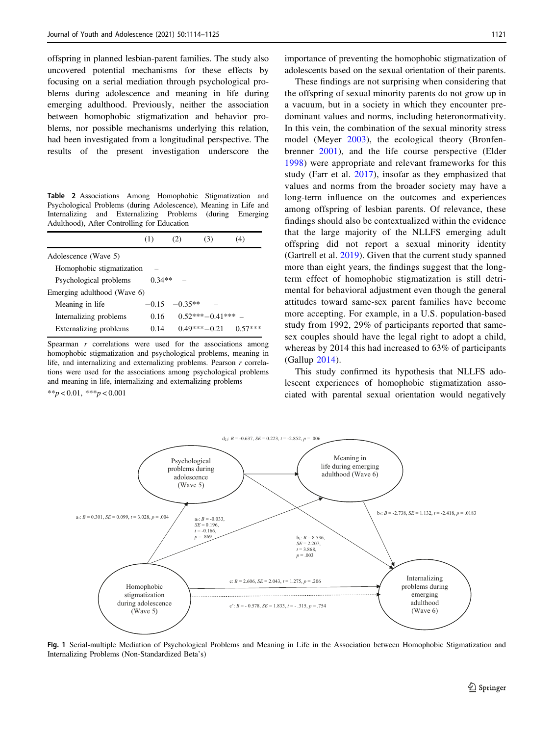offspring in planned lesbian-parent families. The study also uncovered potential mechanisms for these effects by focusing on a serial mediation through psychological problems during adolescence and meaning in life during emerging adulthood. Previously, neither the association between homophobic stigmatization and behavior problems, nor possible mechanisms underlying this relation, had been investigated from a longitudinal perspective. The results of the present investigation underscore the importance of preventing the homophobic stigmatization of adolescents based on the sexual orientation of their parents.

These findings are not surprising when considering that the offspring of sexual minority parents do not grow up in a vacuum, but in a society in which they encounter predominant values and norms, including heteronormativity. In this vein, the combination of the sexual minority stress model (Meyer 2003), the ecological theory (Bronfenbrenner 2001), and the life course perspective (Elder 1998) were appropriate and relevant frameworks for this study (Farr et al. 2017), insofar as they emphasized that values and norms from the broader society may have a long-term influence on the outcomes and experiences among offspring of lesbian parents. Of relevance, these findings should also be contextualized within the evidence that the large majority of the NLLFS emerging adult offspring did not report a sexual minority identity (Gartrell et al. 2019). Given that the current study spanned more than eight years, the findings suggest that the long-term effect of homophobic stigmatization is still detrimental for behavioral adjustment even though the general attitudes toward same-sex parent families have become more accepting. For example, in a U.S. population-based study from 1992, 29% of participants reported that same-sex couples should have the legal right to adopt a child, whereas by 2014 this had increased to 63% of participants (Gallup 2014).

This study confirmed its hypothesis that NLLFS adolescent experiences of homophobic stigmatization associated with parental sexual orientation would negatively

**Table 2** Associations Among Homophobic Stigmatization and Psychological Problems (during Adolescence), Meaning in Life and Internalizing and Externalizing Problems (during Emerging Adulthood), After Controlling for Education

| | (1) | (2) | (3) | (4) |
|---|---|---|---|---|
| Adolescence (Wave 5) | | | | |
| Homophobic stigmatization | – | | | |
| Psychological problems | 0.34** | – | | |
| Emerging adulthood (Wave 6) | | | | |
| Meaning in life | −0.15 | −0.35** | – | |
| Internalizing problems | 0.16 | 0.52*** | −0.41*** | – |
| Externalizing problems | 0.14 | 0.49*** | −0.21 | 0.57*** |

Spearman *r* correlations were used for the associations among homophobic stigmatization and psychological problems, meaning in life, and internalizing and externalizing problems. Pearson *r* correlations were used for the associations among psychological problems and meaning in life, internalizing and externalizing problems

$^{**}p < 0.01$, $^{***}p < 0.001$

**Fig. 1** Serial-multiple Mediation of Psychological Problems and Meaning in Life in the Association between Homophobic Stigmatization and Internalizing Problems (Non-Standardized Beta's)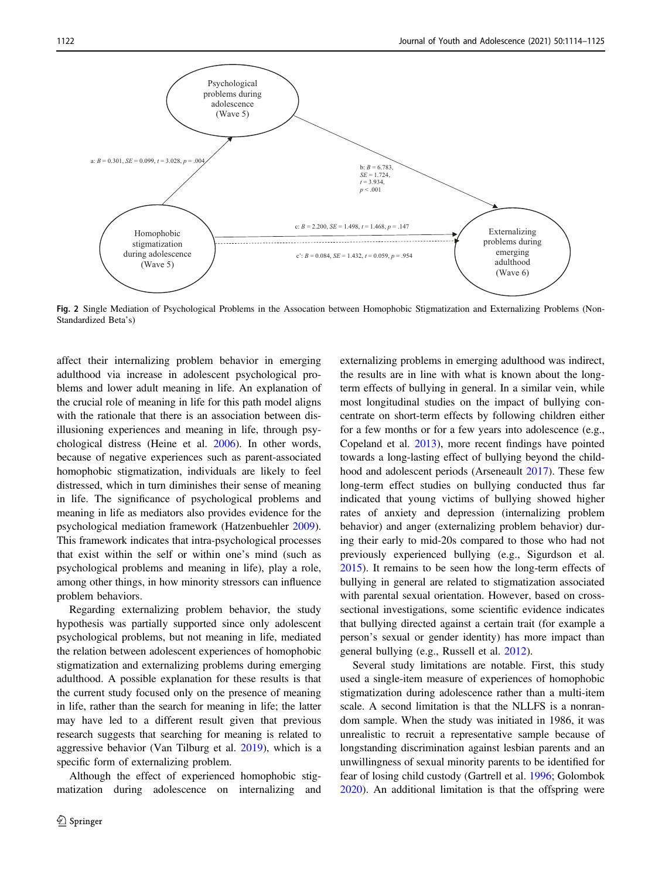Psychological problems during adolescence (Wave 5)

a: $B = 0.301$, $SE = 0.099$, $t = 3.028$, $p = .004$

b: $B = 6.783$, $SE = 1.724$, $t = 3.934$, $p < .001$

Homophobic stigmatization during adolescence (Wave 5)

c: $B = 2.200$, $SE = 1.498$, $t = 1.468$, $p = .147$

c': $B = 0.084$, $SE = 1.432$, $t = 0.059$, $p = .954$

Externalizing problems during emerging adulthood (Wave 6)

**Fig. 2** Single Mediation of Psychological Problems in the Assocation between Homophobic Stigmatization and Externalizing Problems (Non-Standardized Beta's)

affect their internalizing problem behavior in emerging adulthood via increase in adolescent psychological problems and lower adult meaning in life. An explanation of the crucial role of meaning in life for this path model aligns with the rationale that there is an association between disillusioning experiences and meaning in life, through psychological distress (Heine et al. 2006). In other words, because of negative experiences such as parent-associated homophobic stigmatization, individuals are likely to feel distressed, which in turn diminishes their sense of meaning in life. The significance of psychological problems and meaning in life as mediators also provides evidence for the psychological mediation framework (Hatzenbuehler 2009). This framework indicates that intra-psychological processes that exist within the self or within one's mind (such as psychological problems and meaning in life), play a role, among other things, in how minority stressors can influence problem behaviors.

Regarding externalizing problem behavior, the study hypothesis was partially supported since only adolescent psychological problems, but not meaning in life, mediated the relation between adolescent experiences of homophobic stigmatization and externalizing problems during emerging adulthood. A possible explanation for these results is that the current study focused only on the presence of meaning in life, rather than the search for meaning in life; the latter may have led to a different result given that previous research suggests that searching for meaning is related to aggressive behavior (Van Tilburg et al. 2019), which is a specific form of externalizing problem.

Although the effect of experienced homophobic stigmatization during adolescence on internalizing and externalizing problems in emerging adulthood was indirect, the results are in line with what is known about the long-term effects of bullying in general. In a similar vein, while most longitudinal studies on the impact of bullying concentrate on short-term effects by following children either for a few months or for a few years into adolescence (e.g., Copeland et al. 2013), more recent findings have pointed towards a long-lasting effect of bullying beyond the childhood and adolescent periods (Arseneault 2017). These few long-term effect studies on bullying conducted thus far indicated that young victims of bullying showed higher rates of anxiety and depression (internalizing problem behavior) and anger (externalizing problem behavior) during their early to mid-20s compared to those who had not previously experienced bullying (e.g., Sigurdson et al. 2015). It remains to be seen how the long-term effects of bullying in general are related to stigmatization associated with parental sexual orientation. However, based on cross-sectional investigations, some scientific evidence indicates that bullying directed against a certain trait (for example a person's sexual or gender identity) has more impact than general bullying (e.g., Russell et al. 2012).

Several study limitations are notable. First, this study used a single-item measure of experiences of homophobic stigmatization during adolescence rather than a multi-item scale. A second limitation is that the NLLFS is a nonrandom sample. When the study was initiated in 1986, it was unrealistic to recruit a representative sample because of longstanding discrimination against lesbian parents and an unwillingness of sexual minority parents to be identified for fear of losing child custody (Gartrell et al. 1996; Golombok 2020). An additional limitation is that the offspring were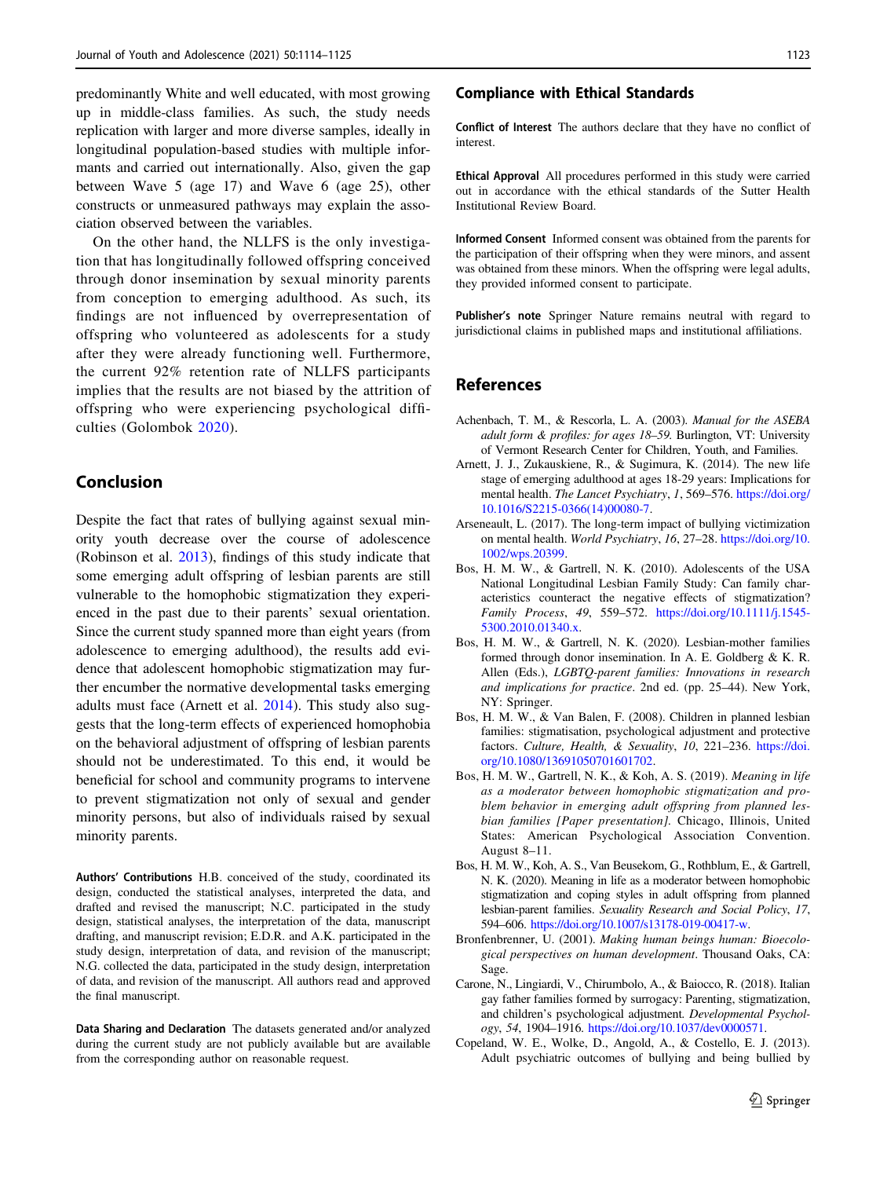predominantly White and well educated, with most growing up in middle-class families. As such, the study needs replication with larger and more diverse samples, ideally in longitudinal population-based studies with multiple informants and carried out internationally. Also, given the gap between Wave 5 (age 17) and Wave 6 (age 25), other constructs or unmeasured pathways may explain the association observed between the variables.

On the other hand, the NLLFS is the only investigation that has longitudinally followed offspring conceived through donor insemination by sexual minority parents from conception to emerging adulthood. As such, its findings are not influenced by overrepresentation of offspring who volunteered as adolescents for a study after they were already functioning well. Furthermore, the current 92% retention rate of NLLFS participants implies that the results are not biased by the attrition of offspring who were experiencing psychological difficulties (Golombok 2020).

## Conclusion

Despite the fact that rates of bullying against sexual minority youth decrease over the course of adolescence (Robinson et al. 2013), findings of this study indicate that some emerging adult offspring of lesbian parents are still vulnerable to the homophobic stigmatization they experienced in the past due to their parents' sexual orientation. Since the current study spanned more than eight years (from adolescence to emerging adulthood), the results add evidence that adolescent homophobic stigmatization may further encumber the normative developmental tasks emerging adults must face (Arnett et al. 2014). This study also suggests that the long-term effects of experienced homophobia on the behavioral adjustment of offspring of lesbian parents should not be underestimated. To this end, it would be beneficial for school and community programs to intervene to prevent stigmatization not only of sexual and gender minority persons, but also of individuals raised by sexual minority parents.

**Authors' Contributions** H.B. conceived of the study, coordinated its design, conducted the statistical analyses, interpreted the data, and drafted and revised the manuscript; N.C. participated in the study design, statistical analyses, the interpretation of the data, manuscript drafting, and manuscript revision; E.D.R. and A.K. participated in the study design, interpretation of data, and revision of the manuscript; N.G. collected the data, participated in the study design, interpretation of data, and revision of the manuscript. All authors read and approved the final manuscript.

**Data Sharing and Declaration** The datasets generated and/or analyzed during the current study are not publicly available but are available from the corresponding author on reasonable request.

## Compliance with Ethical Standards

**Conflict of Interest** The authors declare that they have no conflict of interest.

**Ethical Approval** All procedures performed in this study were carried out in accordance with the ethical standards of the Sutter Health Institutional Review Board.

**Informed Consent** Informed consent was obtained from the parents for the participation of their offspring when they were minors, and assent was obtained from these minors. When the offspring were legal adults, they provided informed consent to participate.

**Publisher's note** Springer Nature remains neutral with regard to jurisdictional claims in published maps and institutional affiliations.

## References

Achenbach, T. M., & Rescorla, L. A. (2003). *Manual for the ASEBA adult form & profiles: for ages 18–59*. Burlington, VT: University of Vermont Research Center for Children, Youth, and Families.

Arnett, J. J., Zukauskiene, R., & Sugimura, K. (2014). The new life stage of emerging adulthood at ages 18-29 years: Implications for mental health. *The Lancet Psychiatry*, *1*, 569–576. https://doi.org/10.1016/S2215-0366(14)00080-7.

Arseneault, L. (2017). The long-term impact of bullying victimization on mental health. *World Psychiatry*, *16*, 27–28. https://doi.org/10.1002/wps.20399.

Bos, H. M. W., & Gartrell, N. K. (2010). Adolescents of the USA National Longitudinal Lesbian Family Study: Can family characteristics counteract the negative effects of stigmatization? *Family Process*, *49*, 559–572. https://doi.org/10.1111/j.1545-5300.2010.01340.x.

Bos, H. M. W., & Gartrell, N. K. (2020). Lesbian-mother families formed through donor insemination. In A. E. Goldberg & K. R. Allen (Eds.), *LGBTQ-parent families: Innovations in research and implications for practice*. 2nd ed. (pp. 25–44). New York, NY: Springer.

Bos, H. M. W., & Van Balen, F. (2008). Children in planned lesbian families: stigmatisation, psychological adjustment and protective factors. *Culture, Health, & Sexuality*, *10*, 221–236. https://doi.org/10.1080/13691050701601702.

Bos, H. M. W., Gartrell, N. K., & Koh, A. S. (2019). *Meaning in life as a moderator between homophobic stigmatization and problem behavior in emerging adult offspring from planned lesbian families [Paper presentation]*. Chicago, Illinois, United States: American Psychological Association Convention. August 8–11.

Bos, H. M. W., Koh, A. S., Van Beusekom, G., Rothblum, E., & Gartrell, N. K. (2020). Meaning in life as a moderator between homophobic stigmatization and coping styles in adult offspring from planned lesbian-parent families. *Sexuality Research and Social Policy*, *17*, 594–606. https://doi.org/10.1007/s13178-019-00417-w.

Bronfenbrenner, U. (2001). *Making human beings human: Bioecological perspectives on human development*. Thousand Oaks, CA: Sage.

Carone, N., Lingiardi, V., Chirumbolo, A., & Baiocco, R. (2018). Italian gay father families formed by surrogacy: Parenting, stigmatization, and children's psychological adjustment. *Developmental Psychology*, *54*, 1904–1916. https://doi.org/10.1037/dev0000571.

Copeland, W. E., Wolke, D., Angold, A., & Costello, E. J. (2013). Adult psychiatric outcomes of bullying and being bullied by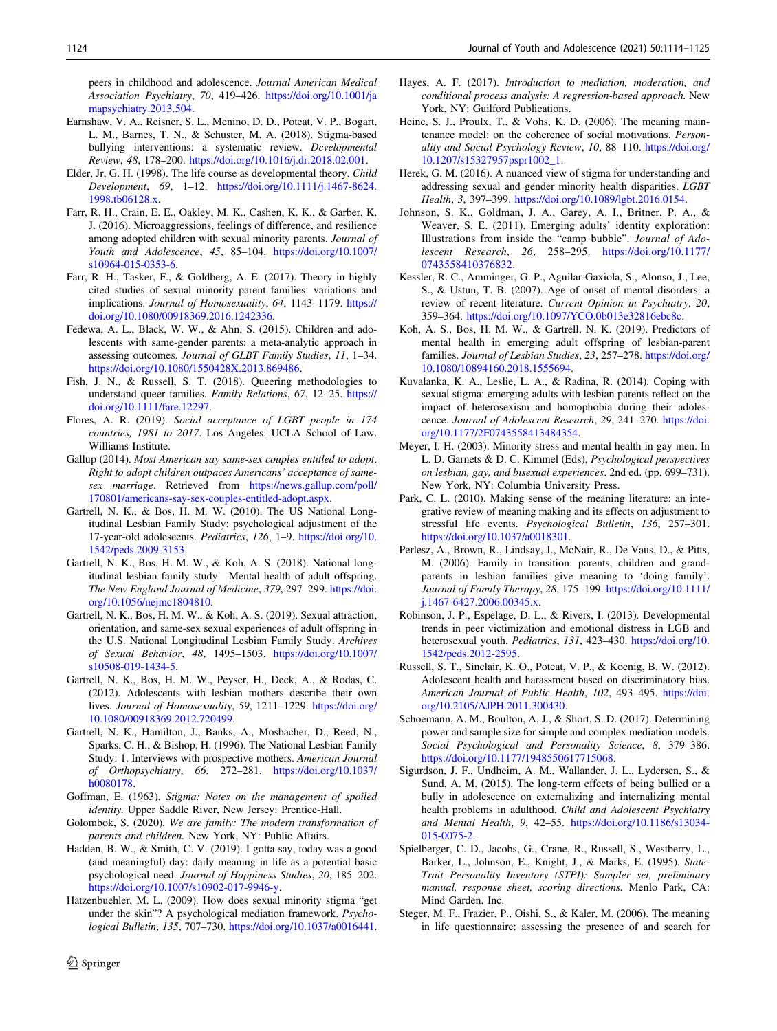peers in childhood and adolescence. *Journal American Medical Association Psychiatry*, *70*, 419–426. https://doi.org/10.1001/jamapsychiatry.2013.504.

Earnshaw, V. A., Reisner, S. L., Menino, D. D., Poteat, V. P., Bogart, L. M., Barnes, T. N., & Schuster, M. A. (2018). Stigma-based bullying interventions: a systematic review. *Developmental Review*, *48*, 178–200. https://doi.org/10.1016/j.dr.2018.02.001.

Elder, Jr, G. H. (1998). The life course as developmental theory. *Child Development*, *69*, 1–12. https://doi.org/10.1111/j.1467-8624.1998.tb06128.x.

Farr, R. H., Crain, E. E., Oakley, M. K., Cashen, K. K., & Garber, K. J. (2016). Microaggressions, feelings of difference, and resilience among adopted children with sexual minority parents. *Journal of Youth and Adolescence*, *45*, 85–104. https://doi.org/10.1007/s10964-015-0353-6.

Farr, R. H., Tasker, F., & Goldberg, A. E. (2017). Theory in highly cited studies of sexual minority parent families: variations and implications. *Journal of Homosexuality*, *64*, 1143–1179. https://doi.org/10.1080/00918369.2016.1242336.

Fedewa, A. L., Black, W. W., & Ahn, S. (2015). Children and adolescents with same-gender parents: a meta-analytic approach in assessing outcomes. *Journal of GLBT Family Studies*, *11*, 1–34. https://doi.org/10.1080/1550428X.2013.869486.

Fish, J. N., & Russell, S. T. (2018). Queering methodologies to understand queer families. *Family Relations*, *67*, 12–25. https://doi.org/10.1111/fare.12297.

Flores, A. R. (2019). *Social acceptance of LGBT people in 174 countries, 1981 to 2017*. Los Angeles: UCLA School of Law. Williams Institute.

Gallup (2014). *Most American say same-sex couples entitled to adopt. Right to adopt children outpaces Americans' acceptance of same-sex marriage*. Retrieved from https://news.gallup.com/poll/170801/americans-say-sex-couples-entitled-adopt.aspx.

Gartrell, N. K., & Bos, H. M. W. (2010). The US National Longitudinal Lesbian Family Study: psychological adjustment of the 17-year-old adolescents. *Pediatrics*, *126*, 1–9. https://doi.org/10.1542/peds.2009-3153.

Gartrell, N. K., Bos, H. M. W., & Koh, A. S. (2018). National longitudinal lesbian family study—Mental health of adult offspring. *The New England Journal of Medicine*, *379*, 297–299. https://doi.org/10.1056/nejmc1804810.

Gartrell, N. K., Bos, H. M. W., & Koh, A. S. (2019). Sexual attraction, orientation, and same-sex sexual experiences of adult offspring in the U.S. National Longitudinal Lesbian Family Study. *Archives of Sexual Behavior*, *48*, 1495–1503. https://doi.org/10.1007/s10508-019-1434-5.

Gartrell, N. K., Bos, H. M. W., Peyser, H., Deck, A., & Rodas, C. (2012). Adolescents with lesbian mothers describe their own lives. *Journal of Homosexuality*, *59*, 1211–1229. https://doi.org/10.1080/00918369.2012.720499.

Gartrell, N. K., Hamilton, J., Banks, A., Mosbacher, D., Reed, N., Sparks, C. H., & Bishop, H. (1996). The National Lesbian Family Study: 1. Interviews with prospective mothers. *American Journal of Orthopsychiatry*, *66*, 272–281. https://doi.org/10.1037/h0080178.

Goffman, E. (1963). *Stigma: Notes on the management of spoiled identity*. Upper Saddle River, New Jersey: Prentice-Hall.

Golombok, S. (2020). *We are family: The modern transformation of parents and children*. New York, NY: Public Affairs.

Hadden, B. W., & Smith, C. V. (2019). I gotta say, today was a good (and meaningful) day: daily meaning in life as a potential basic psychological need. *Journal of Happiness Studies*, *20*, 185–202. https://doi.org/10.1007/s10902-017-9946-y.

Hatzenbuehler, M. L. (2009). How does sexual minority stigma "get under the skin"? A psychological mediation framework. *Psychological Bulletin*, *135*, 707–730. https://doi.org/10.1037/a0016441.

Hayes, A. F. (2017). *Introduction to mediation, moderation, and conditional process analysis: A regression-based approach*. New York, NY: Guilford Publications.

Heine, S. J., Proulx, T., & Vohs, K. D. (2006). The meaning maintenance model: on the coherence of social motivations. *Personality and Social Psychology Review*, *10*, 88–110. https://doi.org/10.1207/s15327957pspr1002_1.

Herek, G. M. (2016). A nuanced view of stigma for understanding and addressing sexual and gender minority health disparities. *LGBT Health*, *3*, 397–399. https://doi.org/10.1089/lgbt.2016.0154.

Johnson, S. K., Goldman, J. A., Garey, A. I., Britner, P. A., & Weaver, S. E. (2011). Emerging adults' identity exploration: Illustrations from inside the "camp bubble". *Journal of Adolescent Research*, *26*, 258–295. https://doi.org/10.1177/0743558410376832.

Kessler, R. C., Amminger, G. P., Aguilar-Gaxiola, S., Alonso, J., Lee, S., & Ustun, T. B. (2007). Age of onset of mental disorders: a review of recent literature. *Current Opinion in Psychiatry*, *20*, 359–364. https://doi.org/10.1097/YCO.0b013e32816ebc8c.

Koh, A. S., Bos, H. M. W., & Gartrell, N. K. (2019). Predictors of mental health in emerging adult offspring of lesbian-parent families. *Journal of Lesbian Studies*, *23*, 257–278. https://doi.org/10.1080/10894160.2018.1555694.

Kuvalanka, K. A., Leslie, L. A., & Radina, R. (2014). Coping with sexual stigma: emerging adults with lesbian parents reflect on the impact of heterosexism and homophobia during their adolescence. *Journal of Adolescent Research*, *29*, 241–270. https://doi.org/10.1177/2F0743558413484354.

Meyer, I. H. (2003). Minority stress and mental health in gay men. In L. D. Garnets & D. C. Kimmel (Eds), *Psychological perspectives on lesbian, gay, and bisexual experiences*. 2nd ed. (pp. 699–731). New York, NY: Columbia University Press.

Park, C. L. (2010). Making sense of the meaning literature: an integrative review of meaning making and its effects on adjustment to stressful life events. *Psychological Bulletin*, *136*, 257–301. https://doi.org/10.1037/a0018301.

Perlesz, A., Brown, R., Lindsay, J., McNair, R., De Vaus, D., & Pitts, M. (2006). Family in transition: parents, children and grandparents in lesbian families give meaning to 'doing family'. *Journal of Family Therapy*, *28*, 175–199. https://doi.org/10.1111/j.1467-6427.2006.00345.x.

Robinson, J. P., Espelage, D. L., & Rivers, I. (2013). Developmental trends in peer victimization and emotional distress in LGB and heterosexual youth. *Pediatrics*, *131*, 423–430. https://doi.org/10.1542/peds.2012-2595.

Russell, S. T., Sinclair, K. O., Poteat, V. P., & Koenig, B. W. (2012). Adolescent health and harassment based on discriminatory bias. *American Journal of Public Health*, *102*, 493–495. https://doi.org/10.2105/AJPH.2011.300430.

Schoemann, A. M., Boulton, A. J., & Short, S. D. (2017). Determining power and sample size for simple and complex mediation models. *Social Psychological and Personality Science*, *8*, 379–386. https://doi.org/10.1177/1948550617715068.

Sigurdson, J. F., Undheim, A. M., Wallander, J. L., Lydersen, S., & Sund, A. M. (2015). The long-term effects of being bullied or a bully in adolescence on externalizing and internalizing mental health problems in adulthood. *Child and Adolescent Psychiatry and Mental Health*, *9*, 42–55. https://doi.org/10.1186/s13034-015-0075-2.

Spielberger, C. D., Jacobs, G., Crane, R., Russell, S., Westberry, L., Barker, L., Johnson, E., Knight, J., & Marks, E. (1995). *State-Trait Personality Inventory (STPI): Sampler set, preliminary manual, response sheet, scoring directions*. Menlo Park, CA: Mind Garden, Inc.

Steger, M. F., Frazier, P., Oishi, S., & Kaler, M. (2006). The meaning in life questionnaire: assessing the presence of and search for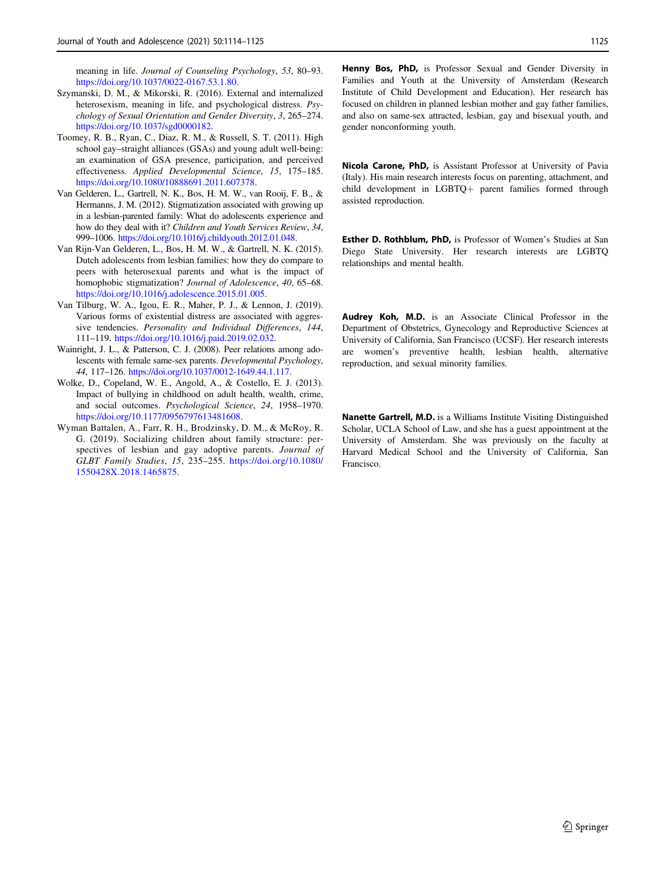meaning in life. *Journal of Counseling Psychology*, *53*, 80–93. https://doi.org/10.1037/0022-0167.53.1.80.

Szymanski, D. M., & Mikorski, R. (2016). External and internalized heterosexism, meaning in life, and psychological distress. *Psychology of Sexual Orientation and Gender Diversity*, *3*, 265–274. https://doi.org/10.1037/sgd0000182.

Toomey, R. B., Ryan, C., Diaz, R. M., & Russell, S. T. (2011). High school gay–straight alliances (GSAs) and young adult well-being: an examination of GSA presence, participation, and perceived effectiveness. *Applied Developmental Science*, *15*, 175–185. https://doi.org/10.1080/10888691.2011.607378.

Van Gelderen, L., Gartrell, N. K., Bos, H. M. W., van Rooij, F. B., & Hermanns, J. M. (2012). Stigmatization associated with growing up in a lesbian-parented family: What do adolescents experience and how do they deal with it? *Children and Youth Services Review*, *34*, 999–1006. https://doi.org/10.1016/j.childyouth.2012.01.048.

Van Rijn-Van Gelderen, L., Bos, H. M. W., & Gartrell, N. K. (2015). Dutch adolescents from lesbian families: how they do compare to peers with heterosexual parents and what is the impact of homophobic stigmatization? *Journal of Adolescence*, *40*, 65–68. https://doi.org/10.1016/j.adolescence.2015.01.005.

Van Tilburg, W. A., Igou, E. R., Maher, P. J., & Lennon, J. (2019). Various forms of existential distress are associated with aggressive tendencies. *Personality and Individual Differences*, *144*, 111–119. https://doi.org/10.1016/j.paid.2019.02.032.

Wainright, J. L., & Patterson, C. J. (2008). Peer relations among adolescents with female same-sex parents. *Developmental Psychology*, *44*, 117–126. https://doi.org/10.1037/0012-1649.44.1.117.

Wolke, D., Copeland, W. E., Angold, A., & Costello, E. J. (2013). Impact of bullying in childhood on adult health, wealth, crime, and social outcomes. *Psychological Science*, *24*, 1958–1970. https://doi.org/10.1177/0956797613481608.

Wyman Battalen, A., Farr, R. H., Brodzinsky, D. M., & McRoy, R. G. (2019). Socializing children about family structure: perspectives of lesbian and gay adoptive parents. *Journal of GLBT Family Studies*, *15*, 235–255. https://doi.org/10.1080/1550428X.2018.1465875.

**Henny Bos, PhD,** is Professor Sexual and Gender Diversity in Families and Youth at the University of Amsterdam (Research Institute of Child Development and Education). Her research has focused on children in planned lesbian mother and gay father families, and also on same-sex attracted, lesbian, gay and bisexual youth, and gender nonconforming youth.

**Nicola Carone, PhD,** is Assistant Professor at University of Pavia (Italy). His main research interests focus on parenting, attachment, and child development in LGBTQ+ parent families formed through assisted reproduction.

**Esther D. Rothblum, PhD,** is Professor of Women's Studies at San Diego State University. Her research interests are LGBTQ relationships and mental health.

**Audrey Koh, M.D.** is an Associate Clinical Professor in the Department of Obstetrics, Gynecology and Reproductive Sciences at University of California, San Francisco (UCSF). Her research interests are women's preventive health, lesbian health, alternative reproduction, and sexual minority families.

**Nanette Gartrell, M.D.** is a Williams Institute Visiting Distinguished Scholar, UCLA School of Law, and she has a guest appointment at the University of Amsterdam. She was previously on the faculty at Harvard Medical School and the University of California, San Francisco.